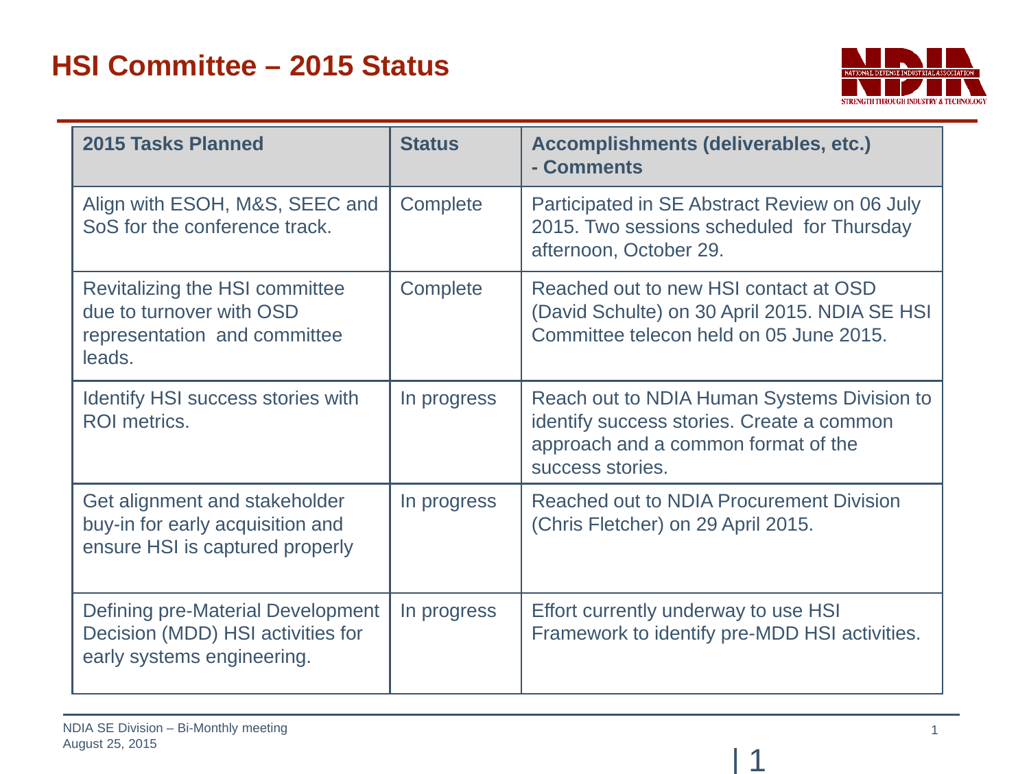# HSI Committee – 2015 Status

| 2015 Tasks Planned | Status | Accomplishments (deliverables, etc.) - Comments |
|---|---|---|
| Align with ESOH, M&S, SEEC and SoS for the conference track. | Complete | Participated in SE Abstract Review on 06 July 2015. Two sessions scheduled for Thursday afternoon, October 29. |
| Revitalizing the HSI committee due to turnover with OSD representation and committee leads. | Complete | Reached out to new HSI contact at OSD (David Schulte) on 30 April 2015. NDIA SE HSI Committee telecon held on 05 June 2015. |
| Identify HSI success stories with ROI metrics. | In progress | Reach out to NDIA Human Systems Division to identify success stories. Create a common approach and a common format of the success stories. |
| Get alignment and stakeholder buy-in for early acquisition and ensure HSI is captured properly | In progress | Reached out to NDIA Procurement Division (Chris Fletcher) on 29 April 2015. |
| Defining pre-Material Development Decision (MDD) HSI activities for early systems engineering. | In progress | Effort currently underway to use HSI Framework to identify pre-MDD HSI activities. |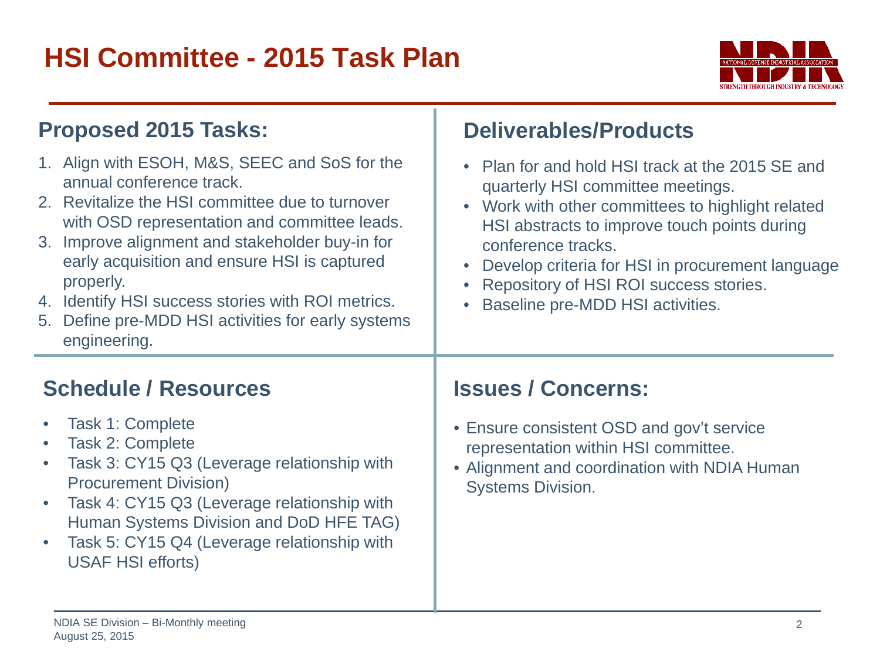# HSI Committee - 2015 Task Plan

## Proposed 2015 Tasks:

1. Align with ESOH, M&S, SEEC and SoS for the annual conference track.
2. Revitalize the HSI committee due to turnover with OSD representation and committee leads.
3. Improve alignment and stakeholder buy-in for early acquisition and ensure HSI is captured properly.
4. Identify HSI success stories with ROI metrics.
5. Define pre-MDD HSI activities for early systems engineering.

## Deliverables/Products

- Plan for and hold HSI track at the 2015 SE and quarterly HSI committee meetings.
- Work with other committees to highlight related HSI abstracts to improve touch points during conference tracks.
- Develop criteria for HSI in procurement language
- Repository of HSI ROI success stories.
- Baseline pre-MDD HSI activities.

## Schedule / Resources

- Task 1: Complete
- Task 2: Complete
- Task 3: CY15 Q3 (Leverage relationship with Procurement Division)
- Task 4: CY15 Q3 (Leverage relationship with Human Systems Division and DoD HFE TAG)
- Task 5: CY15 Q4 (Leverage relationship with USAF HSI efforts)

## Issues / Concerns:

- Ensure consistent OSD and gov't service representation within HSI committee.
- Alignment and coordination with NDIA Human Systems Division.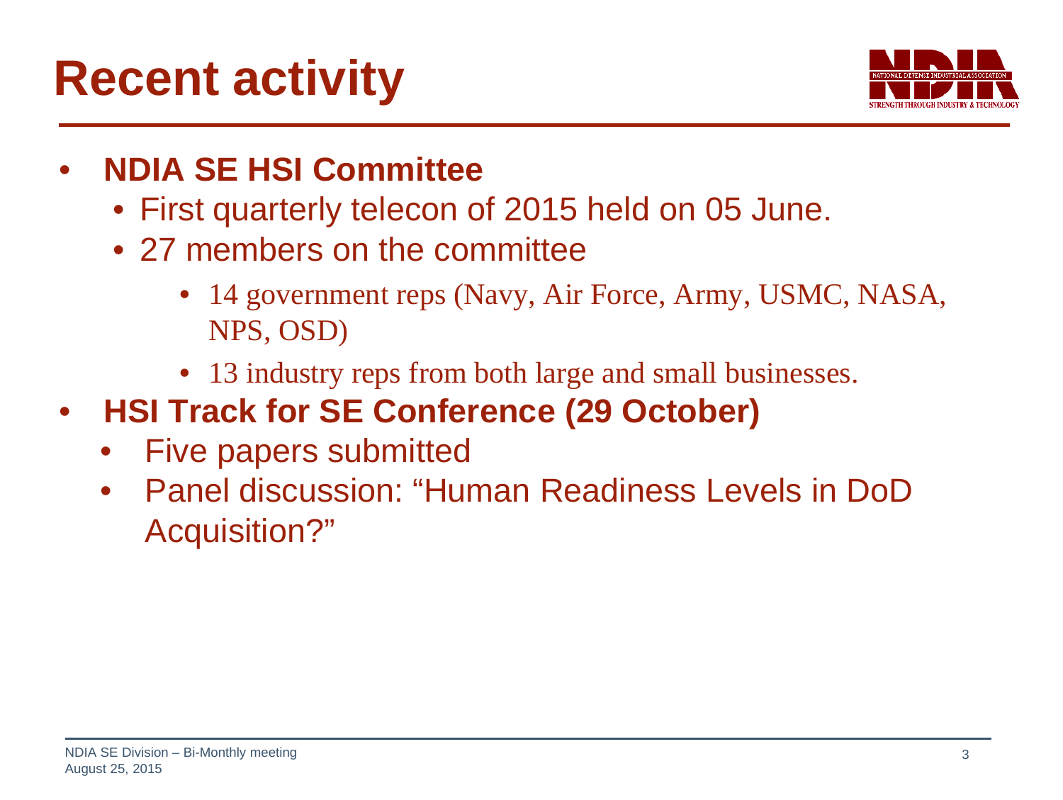# Recent activity

- **NDIA SE HSI Committee**
  - First quarterly telecon of 2015 held on 05 June.
  - 27 members on the committee
    - 14 government reps (Navy, Air Force, Army, USMC, NASA, NPS, OSD)
    - 13 industry reps from both large and small businesses.
- **HSI Track for SE Conference (29 October)**
  - Five papers submitted
  - Panel discussion: "Human Readiness Levels in DoD Acquisition?"